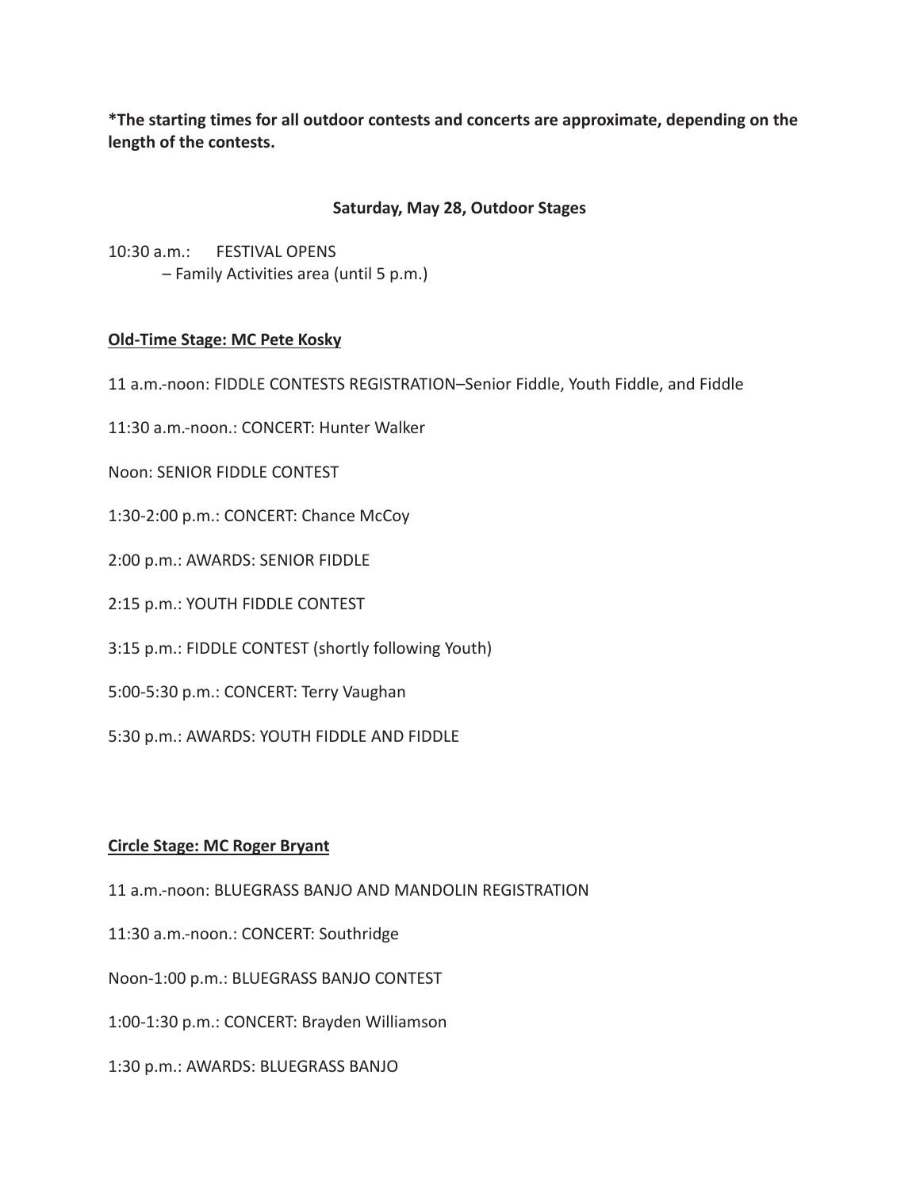**\*The starting times for all outdoor contests and concerts are approximate, depending on the length of the contests.**

## Saturday, May 28, Outdoor Stages

10:30 a.m.: FESTIVAL OPENS
– Family Activities area (until 5 p.m.)

### Old-Time Stage: MC Pete Kosky

11 a.m.-noon: FIDDLE CONTESTS REGISTRATION–Senior Fiddle, Youth Fiddle, and Fiddle

11:30 a.m.-noon.: CONCERT: Hunter Walker

Noon: SENIOR FIDDLE CONTEST

1:30-2:00 p.m.: CONCERT: Chance McCoy

2:00 p.m.: AWARDS: SENIOR FIDDLE

2:15 p.m.: YOUTH FIDDLE CONTEST

3:15 p.m.: FIDDLE CONTEST (shortly following Youth)

5:00-5:30 p.m.: CONCERT: Terry Vaughan

5:30 p.m.: AWARDS: YOUTH FIDDLE AND FIDDLE

### Circle Stage: MC Roger Bryant

11 a.m.-noon: BLUEGRASS BANJO AND MANDOLIN REGISTRATION

11:30 a.m.-noon.: CONCERT: Southridge

Noon-1:00 p.m.: BLUEGRASS BANJO CONTEST

1:00-1:30 p.m.: CONCERT: Brayden Williamson

1:30 p.m.: AWARDS: BLUEGRASS BANJO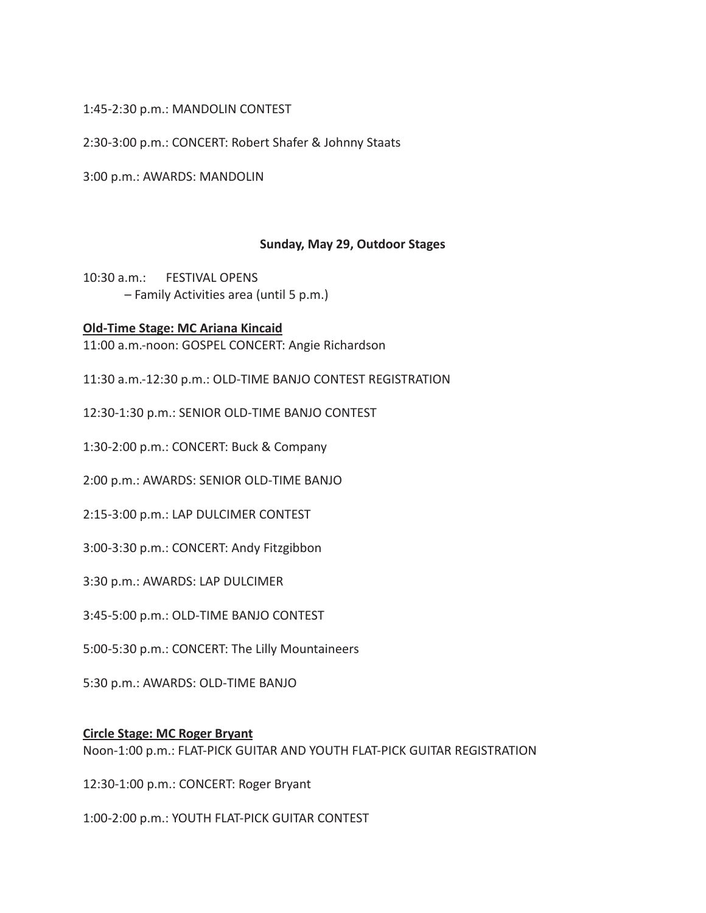1:45-2:30 p.m.: MANDOLIN CONTEST

2:30-3:00 p.m.: CONCERT: Robert Shafer & Johnny Staats

3:00 p.m.: AWARDS: MANDOLIN

**Sunday, May 29, Outdoor Stages**

10:30 a.m.: FESTIVAL OPENS
– Family Activities area (until 5 p.m.)

**Old-Time Stage: MC Ariana Kincaid**

11:00 a.m.-noon: GOSPEL CONCERT: Angie Richardson

11:30 a.m.-12:30 p.m.: OLD-TIME BANJO CONTEST REGISTRATION

12:30-1:30 p.m.: SENIOR OLD-TIME BANJO CONTEST

1:30-2:00 p.m.: CONCERT: Buck & Company

2:00 p.m.: AWARDS: SENIOR OLD-TIME BANJO

2:15-3:00 p.m.: LAP DULCIMER CONTEST

3:00-3:30 p.m.: CONCERT: Andy Fitzgibbon

3:30 p.m.: AWARDS: LAP DULCIMER

3:45-5:00 p.m.: OLD-TIME BANJO CONTEST

5:00-5:30 p.m.: CONCERT: The Lilly Mountaineers

5:30 p.m.: AWARDS: OLD-TIME BANJO

**Circle Stage: MC Roger Bryant**

Noon-1:00 p.m.: FLAT-PICK GUITAR AND YOUTH FLAT-PICK GUITAR REGISTRATION

12:30-1:00 p.m.: CONCERT: Roger Bryant

1:00-2:00 p.m.: YOUTH FLAT-PICK GUITAR CONTEST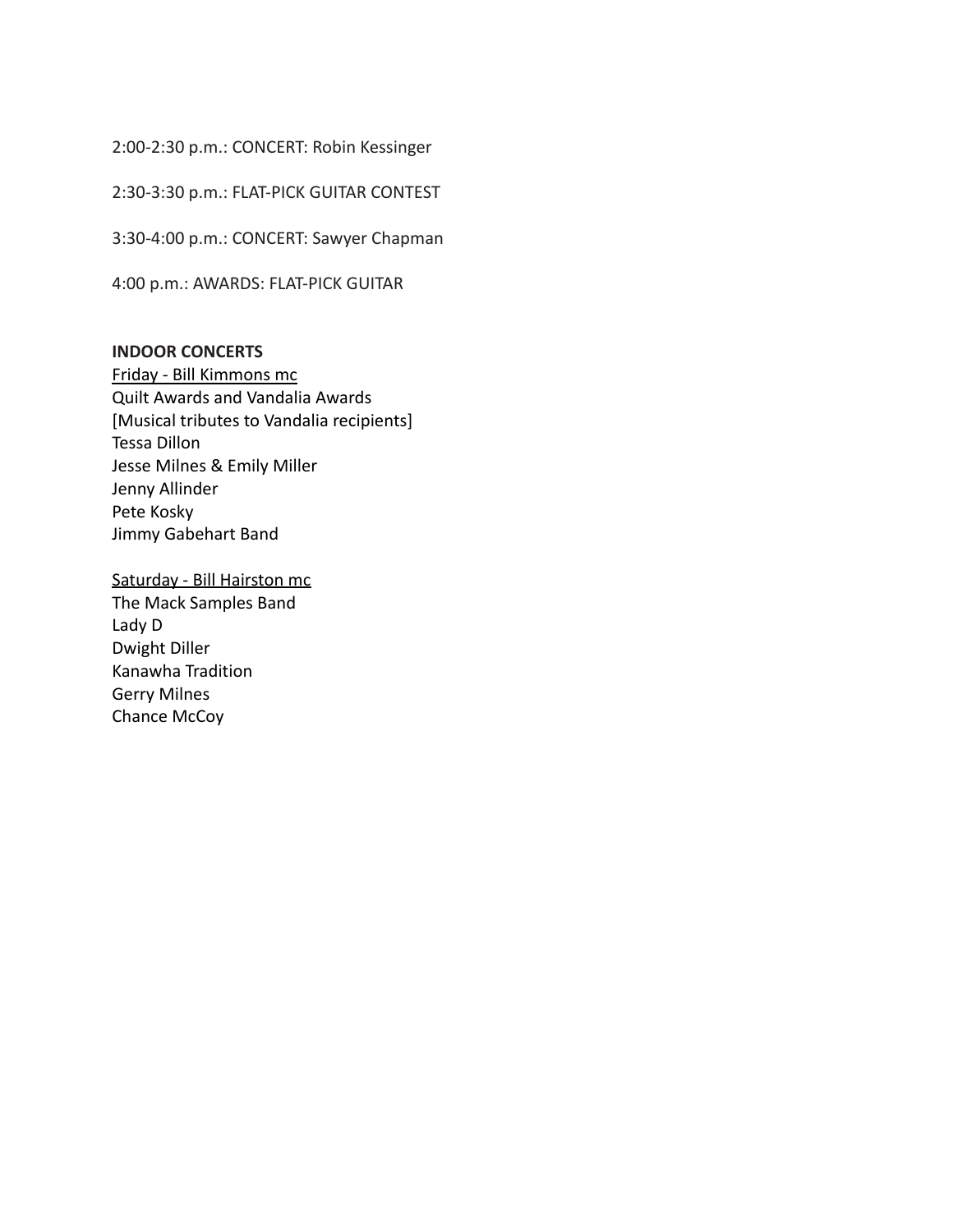2:00-2:30 p.m.: CONCERT: Robin Kessinger

2:30-3:30 p.m.: FLAT-PICK GUITAR CONTEST

3:30-4:00 p.m.: CONCERT: Sawyer Chapman

4:00 p.m.: AWARDS: FLAT-PICK GUITAR

**INDOOR CONCERTS**

<u>Friday - Bill Kimmons mc</u>
Quilt Awards and Vandalia Awards
[Musical tributes to Vandalia recipients]
Tessa Dillon
Jesse Milnes & Emily Miller
Jenny Allinder
Pete Kosky
Jimmy Gabehart Band

<u>Saturday - Bill Hairston mc</u>
The Mack Samples Band
Lady D
Dwight Diller
Kanawha Tradition
Gerry Milnes
Chance McCoy